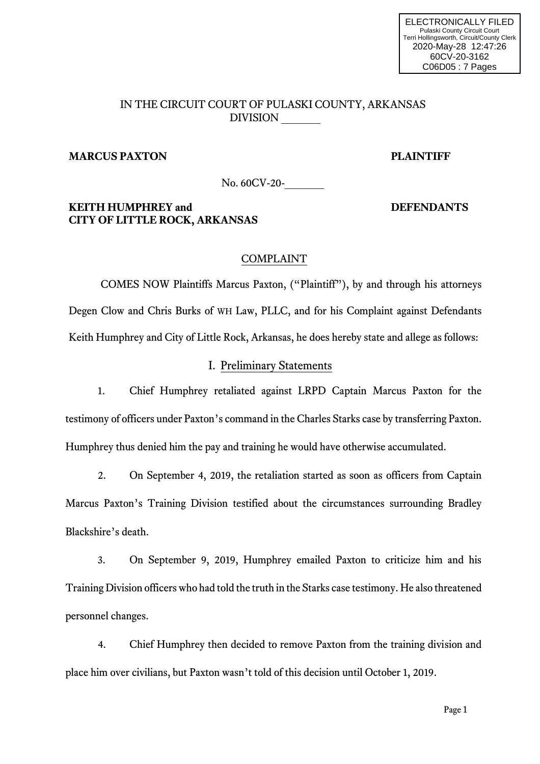ELECTRONICALLY FILED
Pulaski County Circuit Court
Terri Hollingsworth, Circuit/County Clerk
2020-May-28 12:47:26
60CV-20-3162
C06D05 : 7 Pages

IN THE CIRCUIT COURT OF PULASKI COUNTY, ARKANSAS
DIVISION _______

**MARCUS PAXTON** **PLAINTIFF**

No. 60CV-20-_______

**KEITH HUMPHREY and** **DEFENDANTS**
**CITY OF LITTLE ROCK, ARKANSAS**

COMPLAINT

COMES NOW Plaintiffs Marcus Paxton, ("Plaintiff"), by and through his attorneys Degen Clow and Chris Burks of WH Law, PLLC, and for his Complaint against Defendants Keith Humphrey and City of Little Rock, Arkansas, he does hereby state and allege as follows:

## I. Preliminary Statements

1. Chief Humphrey retaliated against LRPD Captain Marcus Paxton for the testimony of officers under Paxton's command in the Charles Starks case by transferring Paxton. Humphrey thus denied him the pay and training he would have otherwise accumulated.

2. On September 4, 2019, the retaliation started as soon as officers from Captain Marcus Paxton's Training Division testified about the circumstances surrounding Bradley Blackshire's death.

3. On September 9, 2019, Humphrey emailed Paxton to criticize him and his Training Division officers who had told the truth in the Starks case testimony. He also threatened personnel changes.

4. Chief Humphrey then decided to remove Paxton from the training division and place him over civilians, but Paxton wasn't told of this decision until October 1, 2019.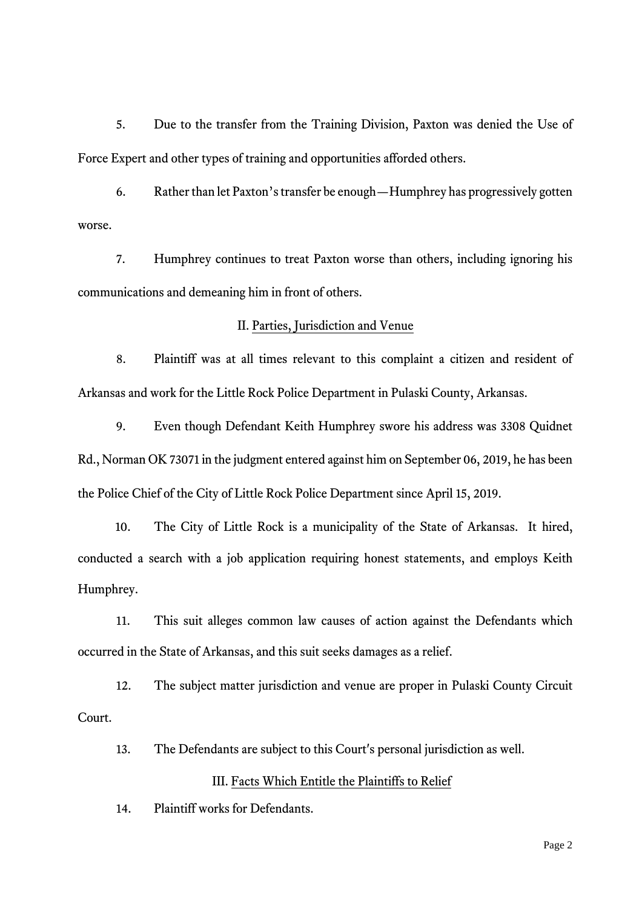5. Due to the transfer from the Training Division, Paxton was denied the Use of Force Expert and other types of training and opportunities afforded others.

6. Rather than let Paxton's transfer be enough—Humphrey has progressively gotten worse.

7. Humphrey continues to treat Paxton worse than others, including ignoring his communications and demeaning him in front of others.

## II. Parties, Jurisdiction and Venue

8. Plaintiff was at all times relevant to this complaint a citizen and resident of Arkansas and work for the Little Rock Police Department in Pulaski County, Arkansas.

9. Even though Defendant Keith Humphrey swore his address was 3308 Quidnet Rd., Norman OK 73071 in the judgment entered against him on September 06, 2019, he has been the Police Chief of the City of Little Rock Police Department since April 15, 2019.

10. The City of Little Rock is a municipality of the State of Arkansas. It hired, conducted a search with a job application requiring honest statements, and employs Keith Humphrey.

11. This suit alleges common law causes of action against the Defendants which occurred in the State of Arkansas, and this suit seeks damages as a relief.

12. The subject matter jurisdiction and venue are proper in Pulaski County Circuit Court.

13. The Defendants are subject to this Court's personal jurisdiction as well.

## III. Facts Which Entitle the Plaintiffs to Relief

14. Plaintiff works for Defendants.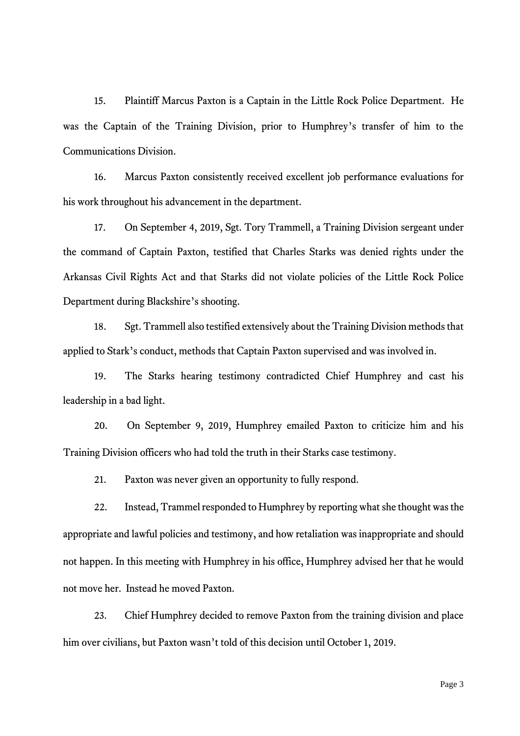15. Plaintiff Marcus Paxton is a Captain in the Little Rock Police Department. He was the Captain of the Training Division, prior to Humphrey's transfer of him to the Communications Division.

16. Marcus Paxton consistently received excellent job performance evaluations for his work throughout his advancement in the department.

17. On September 4, 2019, Sgt. Tory Trammell, a Training Division sergeant under the command of Captain Paxton, testified that Charles Starks was denied rights under the Arkansas Civil Rights Act and that Starks did not violate policies of the Little Rock Police Department during Blackshire's shooting.

18. Sgt. Trammell also testified extensively about the Training Division methods that applied to Stark's conduct, methods that Captain Paxton supervised and was involved in.

19. The Starks hearing testimony contradicted Chief Humphrey and cast his leadership in a bad light.

20. On September 9, 2019, Humphrey emailed Paxton to criticize him and his Training Division officers who had told the truth in their Starks case testimony.

21. Paxton was never given an opportunity to fully respond.

22. Instead, Trammel responded to Humphrey by reporting what she thought was the appropriate and lawful policies and testimony, and how retaliation was inappropriate and should not happen. In this meeting with Humphrey in his office, Humphrey advised her that he would not move her. Instead he moved Paxton.

23. Chief Humphrey decided to remove Paxton from the training division and place him over civilians, but Paxton wasn't told of this decision until October 1, 2019.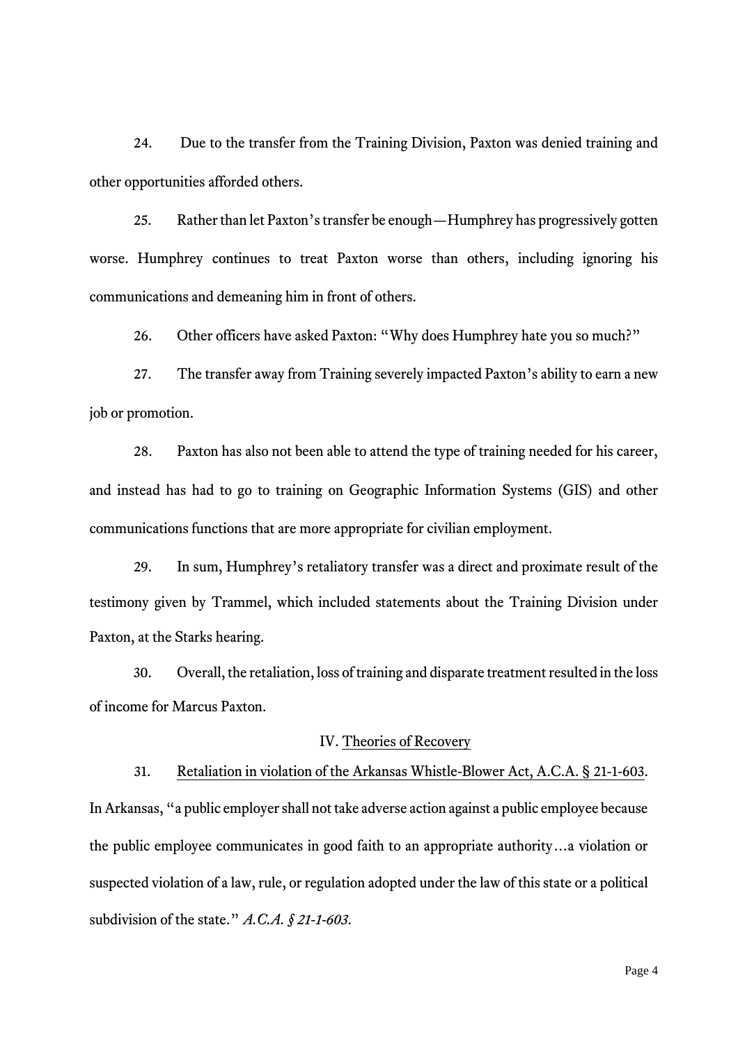24. Due to the transfer from the Training Division, Paxton was denied training and other opportunities afforded others.

25. Rather than let Paxton's transfer be enough—Humphrey has progressively gotten worse. Humphrey continues to treat Paxton worse than others, including ignoring his communications and demeaning him in front of others.

26. Other officers have asked Paxton: "Why does Humphrey hate you so much?"

27. The transfer away from Training severely impacted Paxton's ability to earn a new job or promotion.

28. Paxton has also not been able to attend the type of training needed for his career, and instead has had to go to training on Geographic Information Systems (GIS) and other communications functions that are more appropriate for civilian employment.

29. In sum, Humphrey's retaliatory transfer was a direct and proximate result of the testimony given by Trammel, which included statements about the Training Division under Paxton, at the Starks hearing.

30. Overall, the retaliation, loss of training and disparate treatment resulted in the loss of income for Marcus Paxton.

## IV. Theories of Recovery

31. <u>Retaliation in violation of the Arkansas Whistle-Blower Act, A.C.A. § 21-1-603</u>. In Arkansas, "a public employer shall not take adverse action against a public employee because the public employee communicates in good faith to an appropriate authority…a violation or suspected violation of a law, rule, or regulation adopted under the law of this state or a political subdivision of the state." *A.C.A. § 21-1-603.*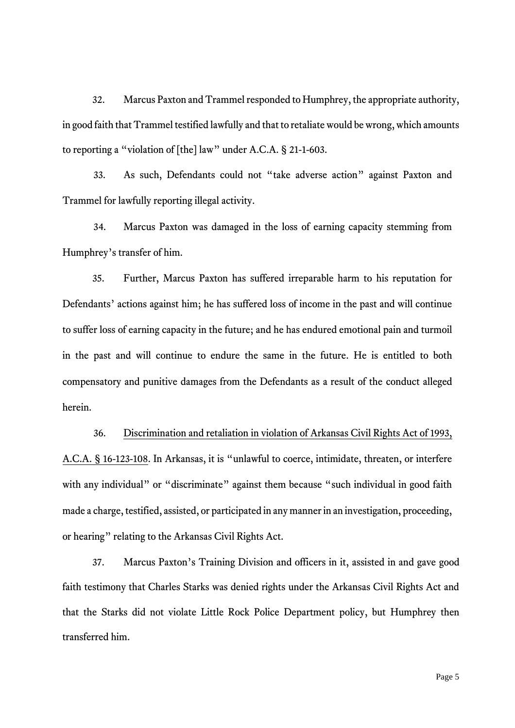32. Marcus Paxton and Trammel responded to Humphrey, the appropriate authority, in good faith that Trammel testified lawfully and that to retaliate would be wrong, which amounts to reporting a "violation of [the] law" under A.C.A. § 21-1-603.

33. As such, Defendants could not "take adverse action" against Paxton and Trammel for lawfully reporting illegal activity.

34. Marcus Paxton was damaged in the loss of earning capacity stemming from Humphrey's transfer of him.

35. Further, Marcus Paxton has suffered irreparable harm to his reputation for Defendants' actions against him; he has suffered loss of income in the past and will continue to suffer loss of earning capacity in the future; and he has endured emotional pain and turmoil in the past and will continue to endure the same in the future. He is entitled to both compensatory and punitive damages from the Defendants as a result of the conduct alleged herein.

36. <u>Discrimination and retaliation in violation of Arkansas Civil Rights Act of 1993, A.C.A. § 16-123-108</u>. In Arkansas, it is "unlawful to coerce, intimidate, threaten, or interfere with any individual" or "discriminate" against them because "such individual in good faith made a charge, testified, assisted, or participated in any manner in an investigation, proceeding, or hearing" relating to the Arkansas Civil Rights Act.

37. Marcus Paxton's Training Division and officers in it, assisted in and gave good faith testimony that Charles Starks was denied rights under the Arkansas Civil Rights Act and that the Starks did not violate Little Rock Police Department policy, but Humphrey then transferred him.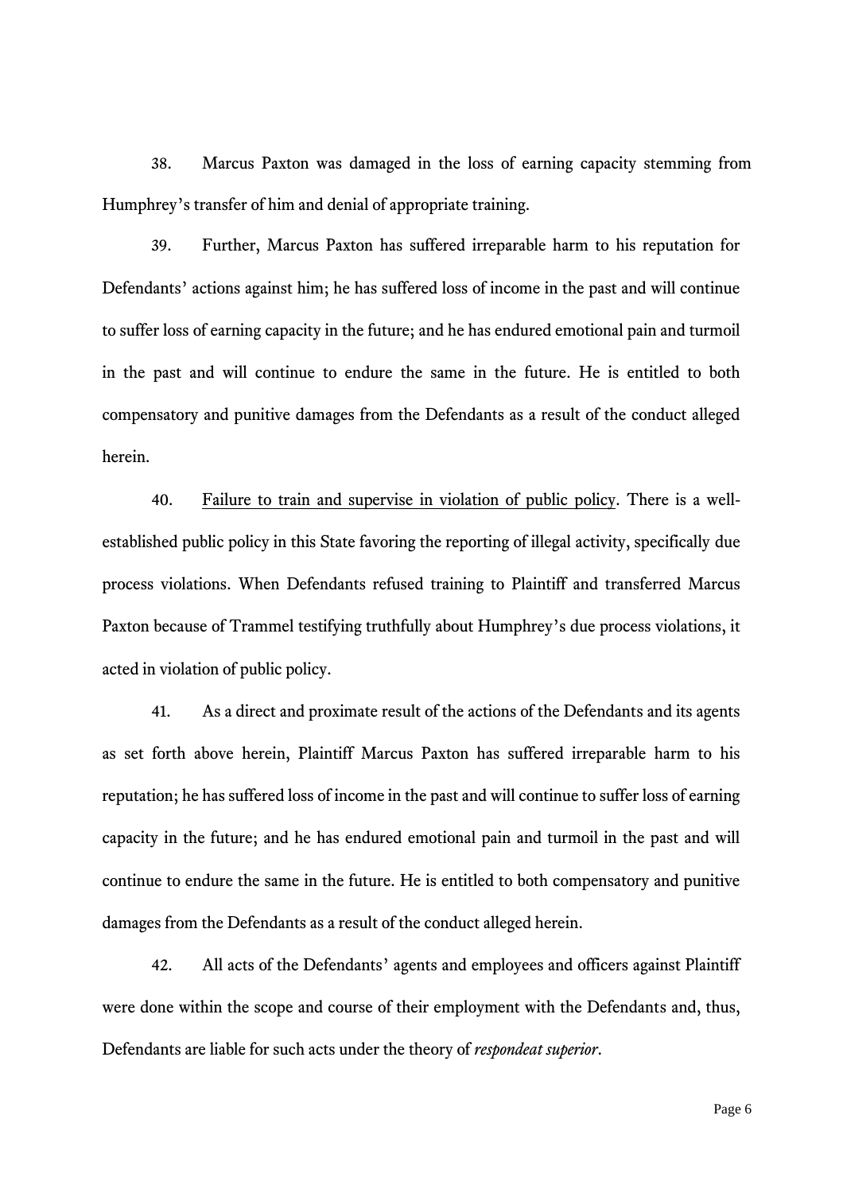38. Marcus Paxton was damaged in the loss of earning capacity stemming from Humphrey's transfer of him and denial of appropriate training.

39. Further, Marcus Paxton has suffered irreparable harm to his reputation for Defendants' actions against him; he has suffered loss of income in the past and will continue to suffer loss of earning capacity in the future; and he has endured emotional pain and turmoil in the past and will continue to endure the same in the future. He is entitled to both compensatory and punitive damages from the Defendants as a result of the conduct alleged herein.

40. <u>Failure to train and supervise in violation of public policy</u>. There is a well-established public policy in this State favoring the reporting of illegal activity, specifically due process violations. When Defendants refused training to Plaintiff and transferred Marcus Paxton because of Trammel testifying truthfully about Humphrey's due process violations, it acted in violation of public policy.

41. As a direct and proximate result of the actions of the Defendants and its agents as set forth above herein, Plaintiff Marcus Paxton has suffered irreparable harm to his reputation; he has suffered loss of income in the past and will continue to suffer loss of earning capacity in the future; and he has endured emotional pain and turmoil in the past and will continue to endure the same in the future. He is entitled to both compensatory and punitive damages from the Defendants as a result of the conduct alleged herein.

42. All acts of the Defendants' agents and employees and officers against Plaintiff were done within the scope and course of their employment with the Defendants and, thus, Defendants are liable for such acts under the theory of *respondeat superior*.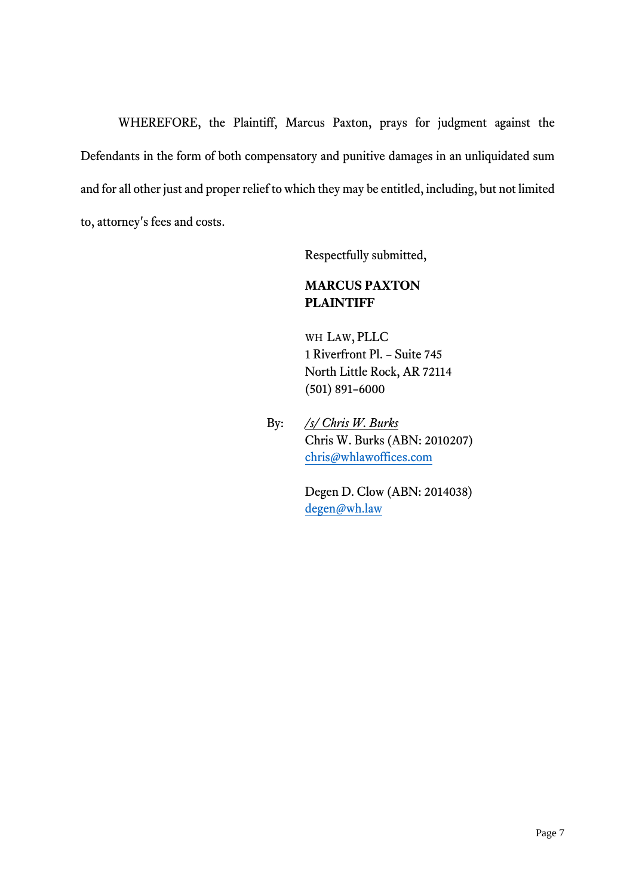WHEREFORE, the Plaintiff, Marcus Paxton, prays for judgment against the Defendants in the form of both compensatory and punitive damages in an unliquidated sum and for all other just and proper relief to which they may be entitled, including, but not limited to, attorney's fees and costs.

Respectfully submitted,

**MARCUS PAXTON**
**PLAINTIFF**

WH LAW, PLLC
1 Riverfront Pl. – Suite 745
North Little Rock, AR 72114
(501) 891-6000

By: */s/ Chris W. Burks*
Chris W. Burks (ABN: 2010207)
chris@whlawoffices.com

Degen D. Clow (ABN: 2014038)
degen@wh.law